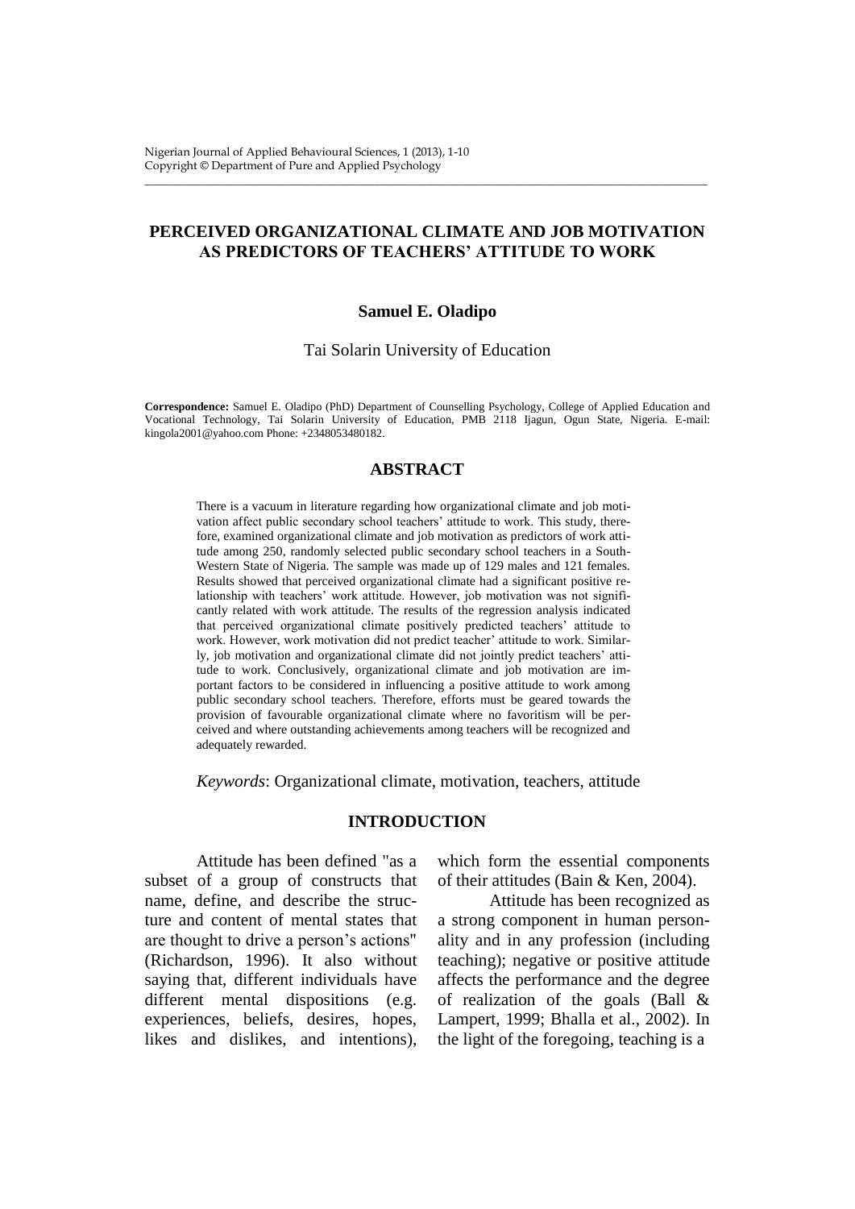# PERCEIVED ORGANIZATIONAL CLIMATE AND JOB MOTIVATION AS PREDICTORS OF TEACHERS' ATTITUDE TO WORK

**Samuel E. Oladipo**

Tai Solarin University of Education

**Correspondence:** Samuel E. Oladipo (PhD) Department of Counselling Psychology, College of Applied Education and Vocational Technology, Tai Solarin University of Education, PMB 2118 Ijagun, Ogun State, Nigeria. E-mail: kingola2001@yahoo.com Phone: +2348053480182.

## ABSTRACT

There is a vacuum in literature regarding how organizational climate and job motivation affect public secondary school teachers' attitude to work. This study, therefore, examined organizational climate and job motivation as predictors of work attitude among 250, randomly selected public secondary school teachers in a South-Western State of Nigeria. The sample was made up of 129 males and 121 females. Results showed that perceived organizational climate had a significant positive relationship with teachers' work attitude. However, job motivation was not significantly related with work attitude. The results of the regression analysis indicated that perceived organizational climate positively predicted teachers' attitude to work. However, work motivation did not predict teacher' attitude to work. Similarly, job motivation and organizational climate did not jointly predict teachers' attitude to work. Conclusively, organizational climate and job motivation are important factors to be considered in influencing a positive attitude to work among public secondary school teachers. Therefore, efforts must be geared towards the provision of favourable organizational climate where no favoritism will be perceived and where outstanding achievements among teachers will be recognized and adequately rewarded.

*Keywords*: Organizational climate, motivation, teachers, attitude

## INTRODUCTION

Attitude has been defined "as a subset of a group of constructs that name, define, and describe the structure and content of mental states that are thought to drive a person's actions" (Richardson, 1996). It also without saying that, different individuals have different mental dispositions (e.g. experiences, beliefs, desires, hopes, likes and dislikes, and intentions), which form the essential components of their attitudes (Bain & Ken, 2004).

Attitude has been recognized as a strong component in human personality and in any profession (including teaching); negative or positive attitude affects the performance and the degree of realization of the goals (Ball & Lampert, 1999; Bhalla et al., 2002). In the light of the foregoing, teaching is a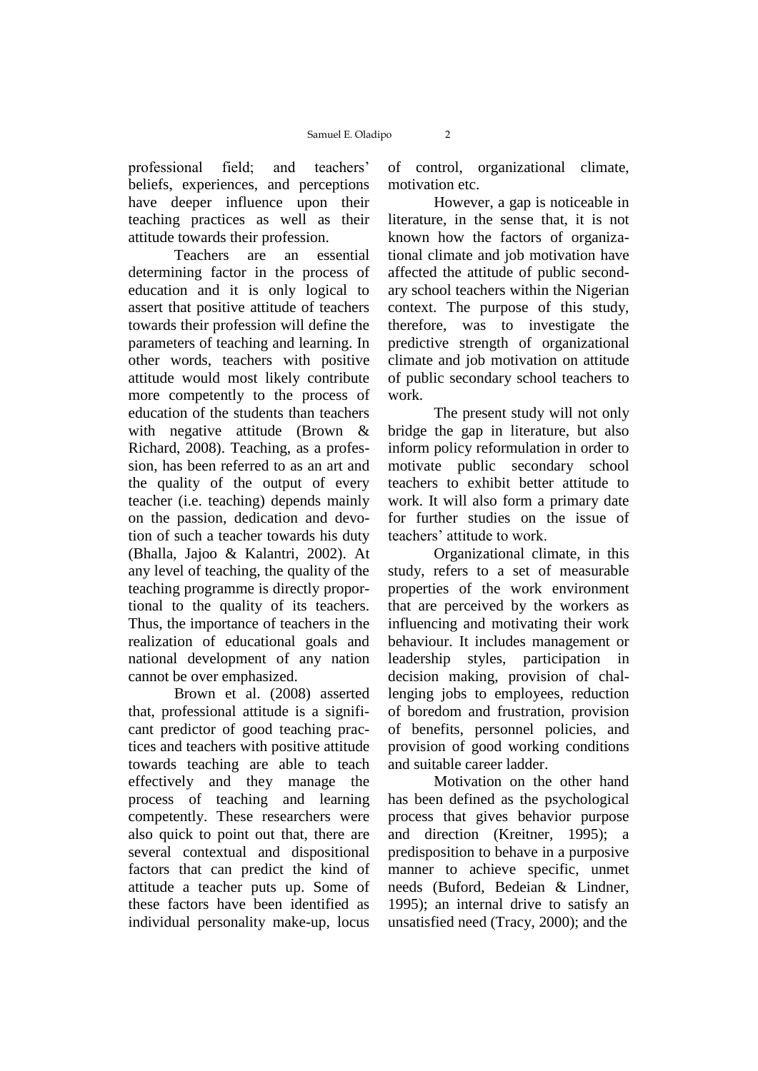professional field; and teachers' beliefs, experiences, and perceptions have deeper influence upon their teaching practices as well as their attitude towards their profession.

Teachers are an essential determining factor in the process of education and it is only logical to assert that positive attitude of teachers towards their profession will define the parameters of teaching and learning. In other words, teachers with positive attitude would most likely contribute more competently to the process of education of the students than teachers with negative attitude (Brown & Richard, 2008). Teaching, as a profession, has been referred to as an art and the quality of the output of every teacher (i.e. teaching) depends mainly on the passion, dedication and devotion of such a teacher towards his duty (Bhalla, Jajoo & Kalantri, 2002). At any level of teaching, the quality of the teaching programme is directly proportional to the quality of its teachers. Thus, the importance of teachers in the realization of educational goals and national development of any nation cannot be over emphasized.

Brown et al. (2008) asserted that, professional attitude is a significant predictor of good teaching practices and teachers with positive attitude towards teaching are able to teach effectively and they manage the process of teaching and learning competently. These researchers were also quick to point out that, there are several contextual and dispositional factors that can predict the kind of attitude a teacher puts up. Some of these factors have been identified as individual personality make-up, locus of control, organizational climate, motivation etc.

However, a gap is noticeable in literature, in the sense that, it is not known how the factors of organizational climate and job motivation have affected the attitude of public secondary school teachers within the Nigerian context. The purpose of this study, therefore, was to investigate the predictive strength of organizational climate and job motivation on attitude of public secondary school teachers to work.

The present study will not only bridge the gap in literature, but also inform policy reformulation in order to motivate public secondary school teachers to exhibit better attitude to work. It will also form a primary date for further studies on the issue of teachers' attitude to work.

Organizational climate, in this study, refers to a set of measurable properties of the work environment that are perceived by the workers as influencing and motivating their work behaviour. It includes management or leadership styles, participation in decision making, provision of challenging jobs to employees, reduction of boredom and frustration, provision of benefits, personnel policies, and provision of good working conditions and suitable career ladder.

Motivation on the other hand has been defined as the psychological process that gives behavior purpose and direction (Kreitner, 1995); a predisposition to behave in a purposive manner to achieve specific, unmet needs (Buford, Bedeian & Lindner, 1995); an internal drive to satisfy an unsatisfied need (Tracy, 2000); and the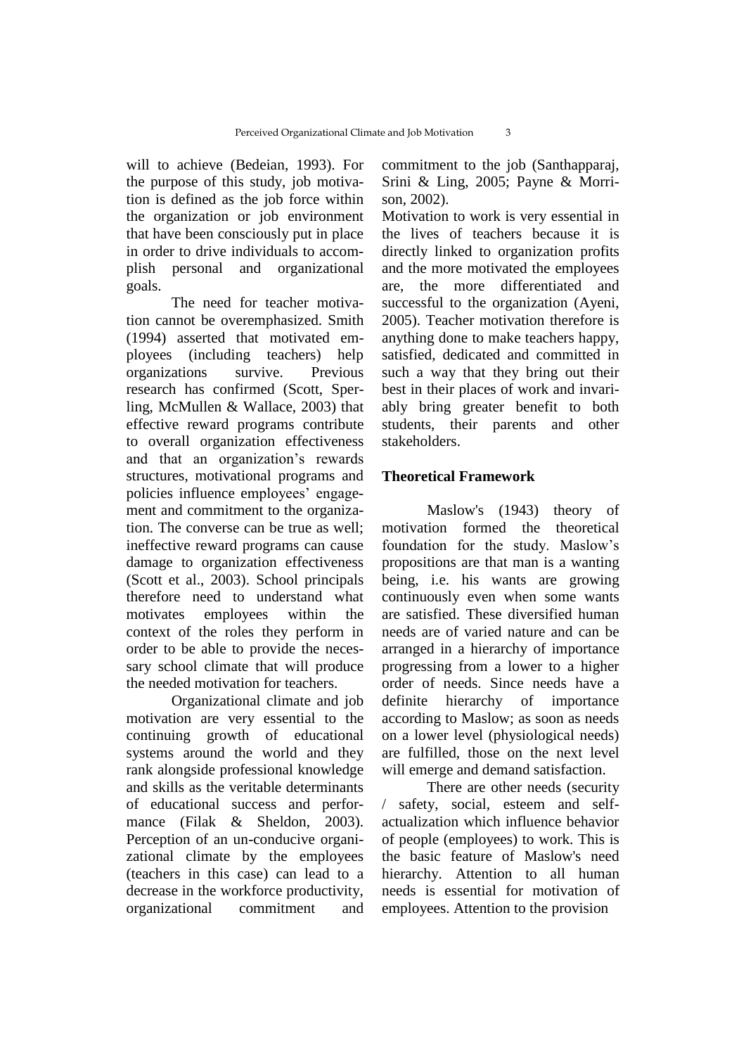will to achieve (Bedeian, 1993). For the purpose of this study, job motivation is defined as the job force within the organization or job environment that have been consciously put in place in order to drive individuals to accomplish personal and organizational goals.

The need for teacher motivation cannot be overemphasized. Smith (1994) asserted that motivated employees (including teachers) help organizations survive. Previous research has confirmed (Scott, Sperling, McMullen & Wallace, 2003) that effective reward programs contribute to overall organization effectiveness and that an organization's rewards structures, motivational programs and policies influence employees' engagement and commitment to the organization. The converse can be true as well; ineffective reward programs can cause damage to organization effectiveness (Scott et al., 2003). School principals therefore need to understand what motivates employees within the context of the roles they perform in order to be able to provide the necessary school climate that will produce the needed motivation for teachers.

Organizational climate and job motivation are very essential to the continuing growth of educational systems around the world and they rank alongside professional knowledge and skills as the veritable determinants of educational success and performance (Filak & Sheldon, 2003). Perception of an un-conducive organizational climate by the employees (teachers in this case) can lead to a decrease in the workforce productivity, organizational commitment and commitment to the job (Santhapparaj, Srini & Ling, 2005; Payne & Morrison, 2002).

Motivation to work is very essential in the lives of teachers because it is directly linked to organization profits and the more motivated the employees are, the more differentiated and successful to the organization (Ayeni, 2005). Teacher motivation therefore is anything done to make teachers happy, satisfied, dedicated and committed in such a way that they bring out their best in their places of work and invariably bring greater benefit to both students, their parents and other stakeholders.

## Theoretical Framework

Maslow's (1943) theory of motivation formed the theoretical foundation for the study. Maslow's propositions are that man is a wanting being, i.e. his wants are growing continuously even when some wants are satisfied. These diversified human needs are of varied nature and can be arranged in a hierarchy of importance progressing from a lower to a higher order of needs. Since needs have a definite hierarchy of importance according to Maslow; as soon as needs on a lower level (physiological needs) are fulfilled, those on the next level will emerge and demand satisfaction.

There are other needs (security / safety, social, esteem and self-actualization which influence behavior of people (employees) to work. This is the basic feature of Maslow's need hierarchy. Attention to all human needs is essential for motivation of employees. Attention to the provision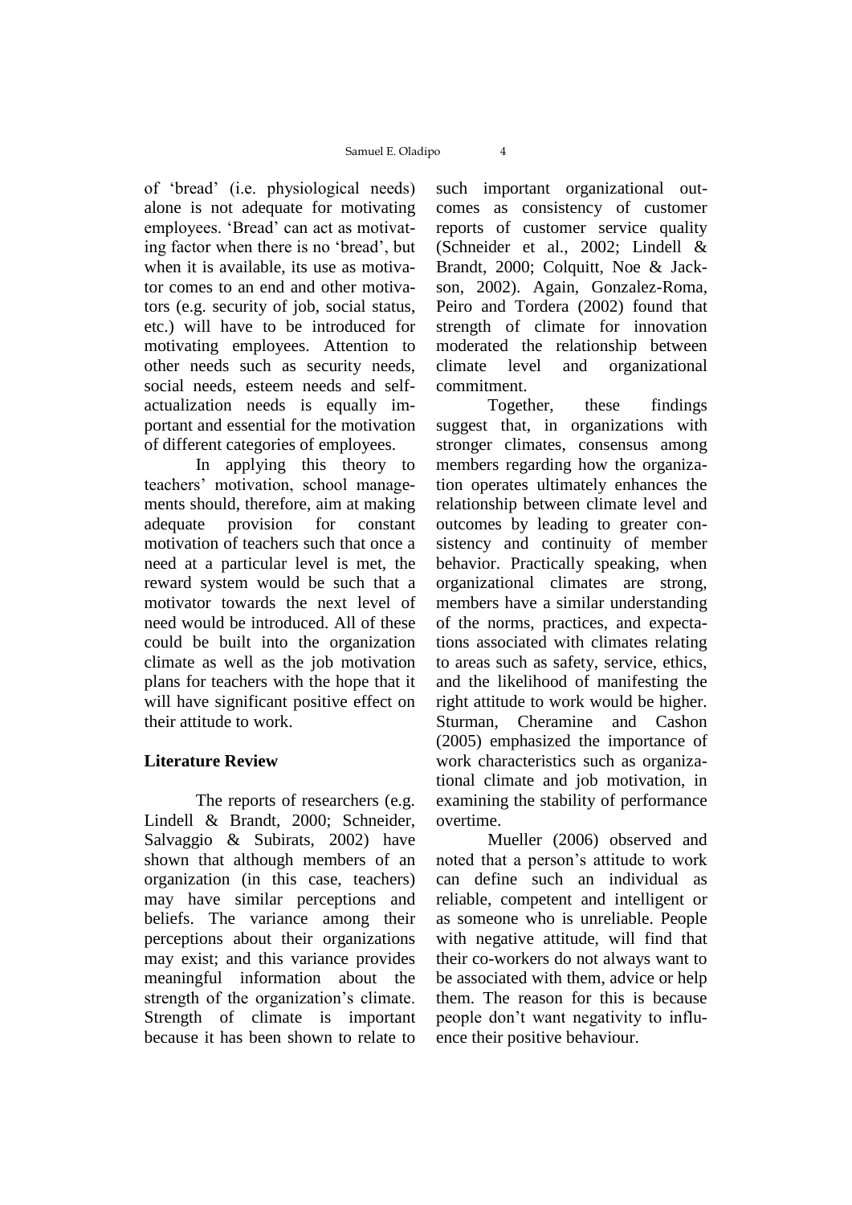of 'bread' (i.e. physiological needs) alone is not adequate for motivating employees. 'Bread' can act as motivating factor when there is no 'bread', but when it is available, its use as motivator comes to an end and other motivators (e.g. security of job, social status, etc.) will have to be introduced for motivating employees. Attention to other needs such as security needs, social needs, esteem needs and self-actualization needs is equally important and essential for the motivation of different categories of employees.

In applying this theory to teachers' motivation, school managements should, therefore, aim at making adequate provision for constant motivation of teachers such that once a need at a particular level is met, the reward system would be such that a motivator towards the next level of need would be introduced. All of these could be built into the organization climate as well as the job motivation plans for teachers with the hope that it will have significant positive effect on their attitude to work.

## Literature Review

The reports of researchers (e.g. Lindell & Brandt, 2000; Schneider, Salvaggio & Subirats, 2002) have shown that although members of an organization (in this case, teachers) may have similar perceptions and beliefs. The variance among their perceptions about their organizations may exist; and this variance provides meaningful information about the strength of the organization's climate. Strength of climate is important because it has been shown to relate to such important organizational outcomes as consistency of customer reports of customer service quality (Schneider et al., 2002; Lindell & Brandt, 2000; Colquitt, Noe & Jackson, 2002). Again, Gonzalez-Roma, Peiro and Tordera (2002) found that strength of climate for innovation moderated the relationship between climate level and organizational commitment.

Together, these findings suggest that, in organizations with stronger climates, consensus among members regarding how the organization operates ultimately enhances the relationship between climate level and outcomes by leading to greater consistency and continuity of member behavior. Practically speaking, when organizational climates are strong, members have a similar understanding of the norms, practices, and expectations associated with climates relating to areas such as safety, service, ethics, and the likelihood of manifesting the right attitude to work would be higher. Sturman, Cheramine and Cashon (2005) emphasized the importance of work characteristics such as organizational climate and job motivation, in examining the stability of performance overtime.

Mueller (2006) observed and noted that a person's attitude to work can define such an individual as reliable, competent and intelligent or as someone who is unreliable. People with negative attitude, will find that their co-workers do not always want to be associated with them, advice or help them. The reason for this is because people don't want negativity to influence their positive behaviour.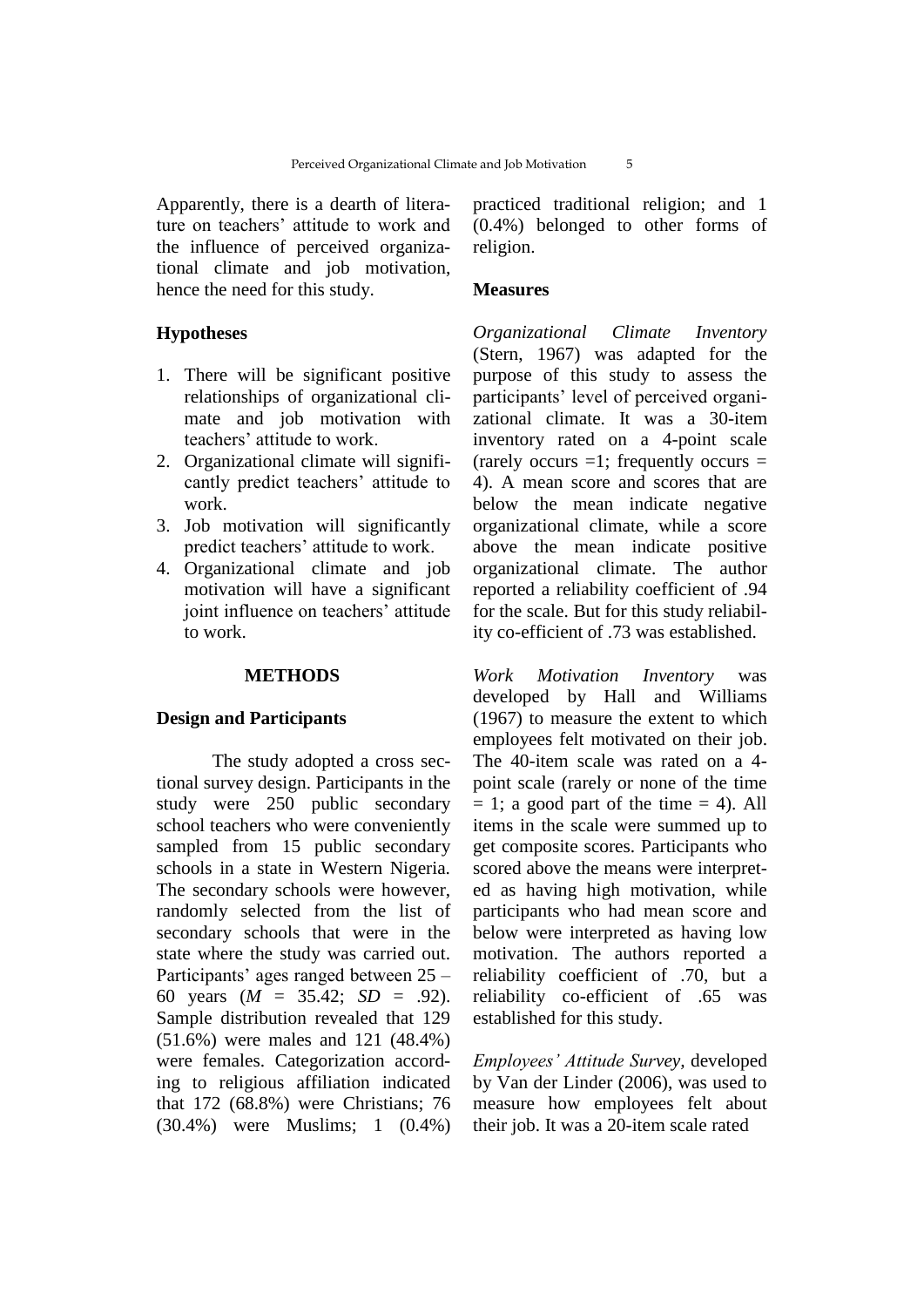Apparently, there is a dearth of literature on teachers' attitude to work and the influence of perceived organizational climate and job motivation, hence the need for this study.

### Hypotheses

1. There will be significant positive relationships of organizational climate and job motivation with teachers' attitude to work.
2. Organizational climate will significantly predict teachers' attitude to work.
3. Job motivation will significantly predict teachers' attitude to work.
4. Organizational climate and job motivation will have a significant joint influence on teachers' attitude to work.

## METHODS

### Design and Participants

The study adopted a cross sectional survey design. Participants in the study were 250 public secondary school teachers who were conveniently sampled from 15 public secondary schools in a state in Western Nigeria. The secondary schools were however, randomly selected from the list of secondary schools that were in the state where the study was carried out. Participants' ages ranged between 25 – 60 years (*M* = 35.42; *SD* = .92). Sample distribution revealed that 129 (51.6%) were males and 121 (48.4%) were females. Categorization according to religious affiliation indicated that 172 (68.8%) were Christians; 76 (30.4%) were Muslims; 1 (0.4%) practiced traditional religion; and 1 (0.4%) belonged to other forms of religion.

### Measures

*Organizational Climate Inventory* (Stern, 1967) was adapted for the purpose of this study to assess the participants' level of perceived organizational climate. It was a 30-item inventory rated on a 4-point scale (rarely occurs =1; frequently occurs = 4). A mean score and scores that are below the mean indicate negative organizational climate, while a score above the mean indicate positive organizational climate. The author reported a reliability coefficient of .94 for the scale. But for this study reliability co-efficient of .73 was established.

*Work Motivation Inventory* was developed by Hall and Williams (1967) to measure the extent to which employees felt motivated on their job. The 40-item scale was rated on a 4-point scale (rarely or none of the time = 1; a good part of the time = 4). All items in the scale were summed up to get composite scores. Participants who scored above the means were interpreted as having high motivation, while participants who had mean score and below were interpreted as having low motivation. The authors reported a reliability coefficient of .70, but a reliability co-efficient of .65 was established for this study.

*Employees' Attitude Survey*, developed by Van der Linder (2006), was used to measure how employees felt about their job. It was a 20-item scale rated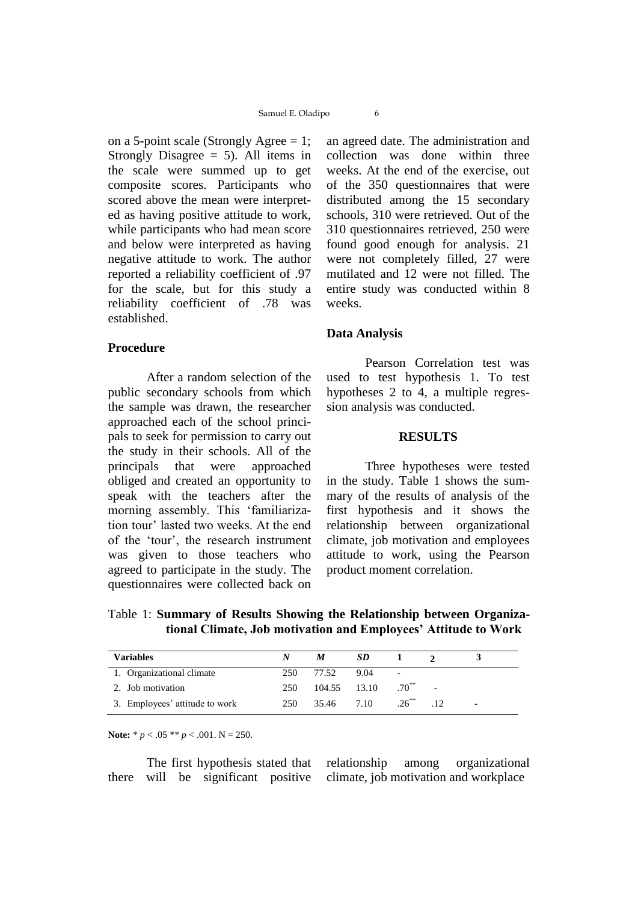on a 5-point scale (Strongly Agree = 1; Strongly Disagree = 5). All items in the scale were summed up to get composite scores. Participants who scored above the mean were interpreted as having positive attitude to work, while participants who had mean score and below were interpreted as having negative attitude to work. The author reported a reliability coefficient of .97 for the scale, but for this study a reliability coefficient of .78 was established.

### Procedure

After a random selection of the public secondary schools from which the sample was drawn, the researcher approached each of the school principals to seek for permission to carry out the study in their schools. All of the principals that were approached obliged and created an opportunity to speak with the teachers after the morning assembly. This 'familiarization tour' lasted two weeks. At the end of the 'tour', the research instrument was given to those teachers who agreed to participate in the study. The questionnaires were collected back on an agreed date. The administration and collection was done within three weeks. At the end of the exercise, out of the 350 questionnaires that were distributed among the 15 secondary schools, 310 were retrieved. Out of the 310 questionnaires retrieved, 250 were found good enough for analysis. 21 were not completely filled, 27 were mutilated and 12 were not filled. The entire study was conducted within 8 weeks.

### Data Analysis

Pearson Correlation test was used to test hypothesis 1. To test hypotheses 2 to 4, a multiple regression analysis was conducted.

## RESULTS

Three hypotheses were tested in the study. Table 1 shows the summary of the results of analysis of the first hypothesis and it shows the relationship between organizational climate, job motivation and employees attitude to work, using the Pearson product moment correlation.

Table 1: **Summary of Results Showing the Relationship between Organizational Climate, Job motivation and Employees' Attitude to Work**

| Variables | *N* | *M* | *SD* | 1 | 2 | 3 |
|---|---|---|---|---|---|---|
| 1. Organizational climate | 250 | 77.52 | 9.04 | - | | |
| 2. Job motivation | 250 | 104.55 | 13.10 | $.70^{**}$ | - | |
| 3. Employees' attitude to work | 250 | 35.46 | 7.10 | $.26^{**}$ | .12 | - |

**Note:** * $p < .05$ ** $p < .001$. N = 250.

The first hypothesis stated that there will be significant positive relationship among organizational climate, job motivation and workplace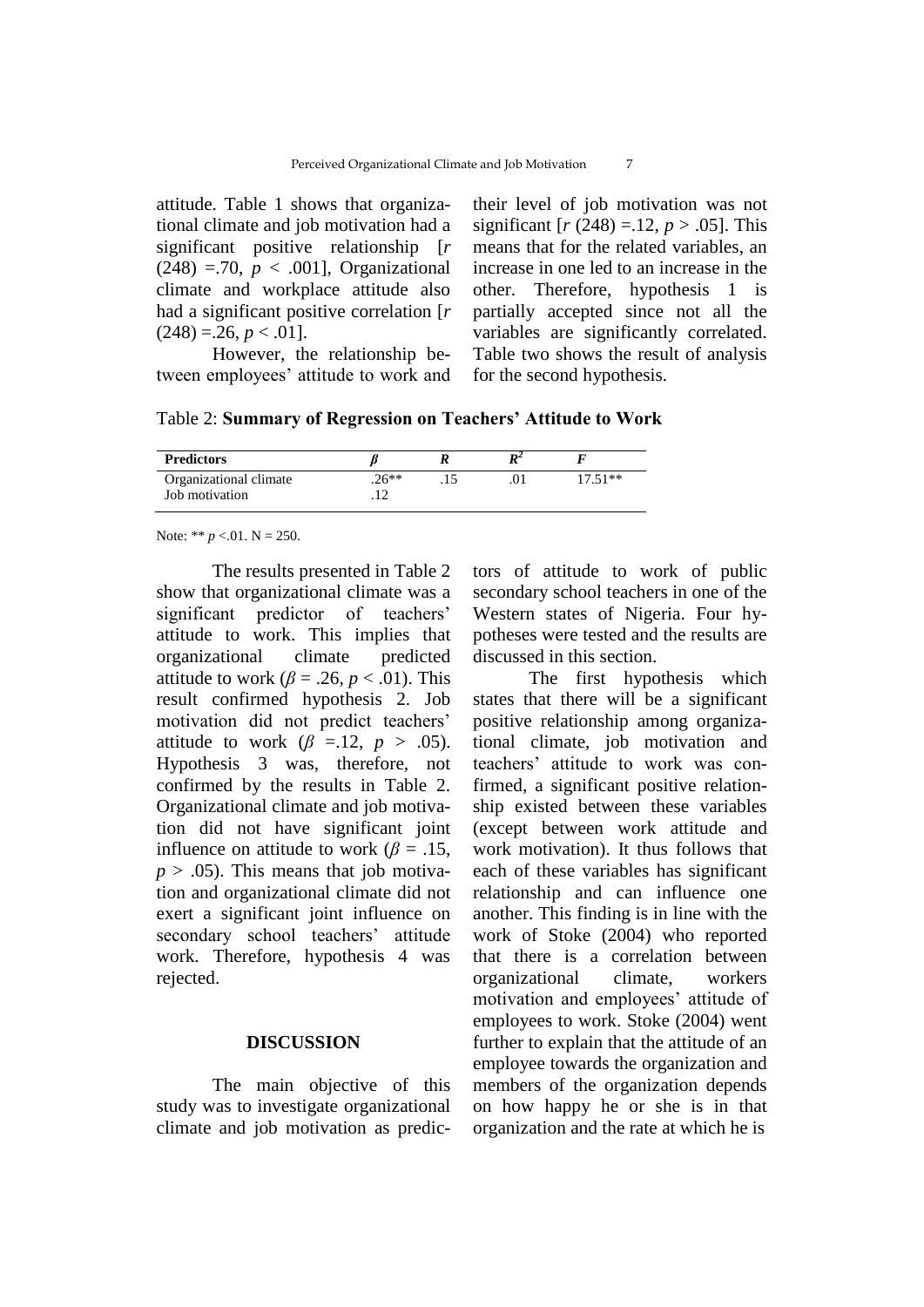attitude. Table 1 shows that organizational climate and job motivation had a significant positive relationship [*r* (248) =.70, $p < .001$], Organizational climate and workplace attitude also had a significant positive correlation [*r* (248) =.26, $p < .01$].

However, the relationship between employees' attitude to work and their level of job motivation was not significant [*r* (248) =.12, $p > .05$]. This means that for the related variables, an increase in one led to an increase in the other. Therefore, hypothesis 1 is partially accepted since not all the variables are significantly correlated. Table two shows the result of analysis for the second hypothesis.

Table 2: **Summary of Regression on Teachers' Attitude to Work**

| **Predictors** | $\beta$ | $R$ | $R^2$ | $F$ |
|---|---|---|---|---|
| Organizational climate | .26** | .15 | .01 | 17.51** |
| Job motivation | .12 | | | |

Note: ** $p$ <.01. N = 250.

The results presented in Table 2 show that organizational climate was a significant predictor of teachers' attitude to work. This implies that organizational climate predicted attitude to work ($\beta$ = .26, $p < .01$). This result confirmed hypothesis 2. Job motivation did not predict teachers' attitude to work ($\beta$ =.12, $p > .05$). Hypothesis 3 was, therefore, not confirmed by the results in Table 2. Organizational climate and job motivation did not have significant joint influence on attitude to work ($\beta$ = .15, $p > .05$). This means that job motivation and organizational climate did not exert a significant joint influence on secondary school teachers' attitude work. Therefore, hypothesis 4 was rejected.

## DISCUSSION

The main objective of this study was to investigate organizational climate and job motivation as predictors of attitude to work of public secondary school teachers in one of the Western states of Nigeria. Four hypotheses were tested and the results are discussed in this section.

The first hypothesis which states that there will be a significant positive relationship among organizational climate, job motivation and teachers' attitude to work was confirmed, a significant positive relationship existed between these variables (except between work attitude and work motivation). It thus follows that each of these variables has significant relationship and can influence one another. This finding is in line with the work of Stoke (2004) who reported that there is a correlation between organizational climate, workers motivation and employees' attitude of employees to work. Stoke (2004) went further to explain that the attitude of an employee towards the organization and members of the organization depends on how happy he or she is in that organization and the rate at which he is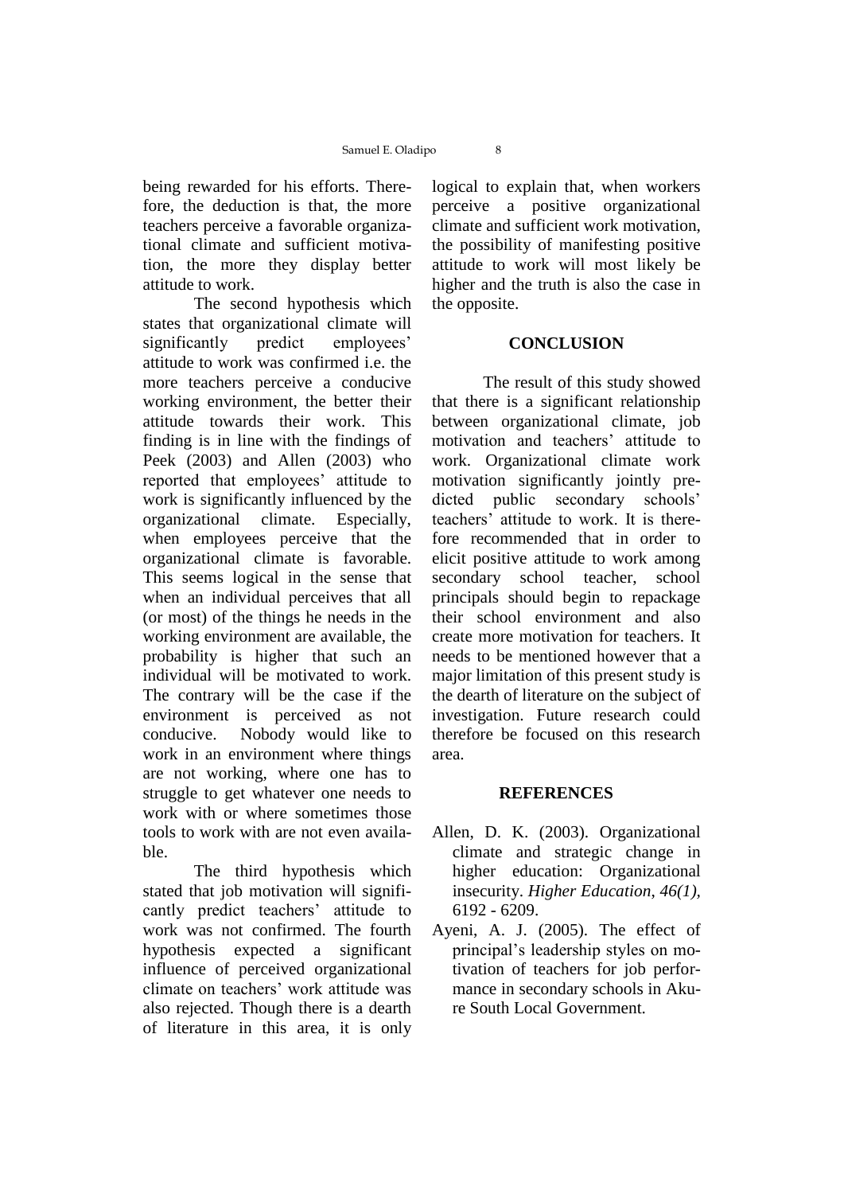being rewarded for his efforts. Therefore, the deduction is that, the more teachers perceive a favorable organizational climate and sufficient motivation, the more they display better attitude to work.

The second hypothesis which states that organizational climate will significantly predict employees' attitude to work was confirmed i.e. the more teachers perceive a conducive working environment, the better their attitude towards their work. This finding is in line with the findings of Peek (2003) and Allen (2003) who reported that employees' attitude to work is significantly influenced by the organizational climate. Especially, when employees perceive that the organizational climate is favorable. This seems logical in the sense that when an individual perceives that all (or most) of the things he needs in the working environment are available, the probability is higher that such an individual will be motivated to work. The contrary will be the case if the environment is perceived as not conducive. Nobody would like to work in an environment where things are not working, where one has to struggle to get whatever one needs to work with or where sometimes those tools to work with are not even available.

The third hypothesis which stated that job motivation will significantly predict teachers' attitude to work was not confirmed. The fourth hypothesis expected a significant influence of perceived organizational climate on teachers' work attitude was also rejected. Though there is a dearth of literature in this area, it is only logical to explain that, when workers perceive a positive organizational climate and sufficient work motivation, the possibility of manifesting positive attitude to work will most likely be higher and the truth is also the case in the opposite.

## CONCLUSION

The result of this study showed that there is a significant relationship between organizational climate, job motivation and teachers' attitude to work. Organizational climate work motivation significantly jointly predicted public secondary schools' teachers' attitude to work. It is therefore recommended that in order to elicit positive attitude to work among secondary school teacher, school principals should begin to repackage their school environment and also create more motivation for teachers. It needs to be mentioned however that a major limitation of this present study is the dearth of literature on the subject of investigation. Future research could therefore be focused on this research area.

## REFERENCES

Allen, D. K. (2003). Organizational climate and strategic change in higher education: Organizational insecurity. *Higher Education, 46(1),* 6192 - 6209.

Ayeni, A. J. (2005). The effect of principal's leadership styles on motivation of teachers for job performance in secondary schools in Akure South Local Government.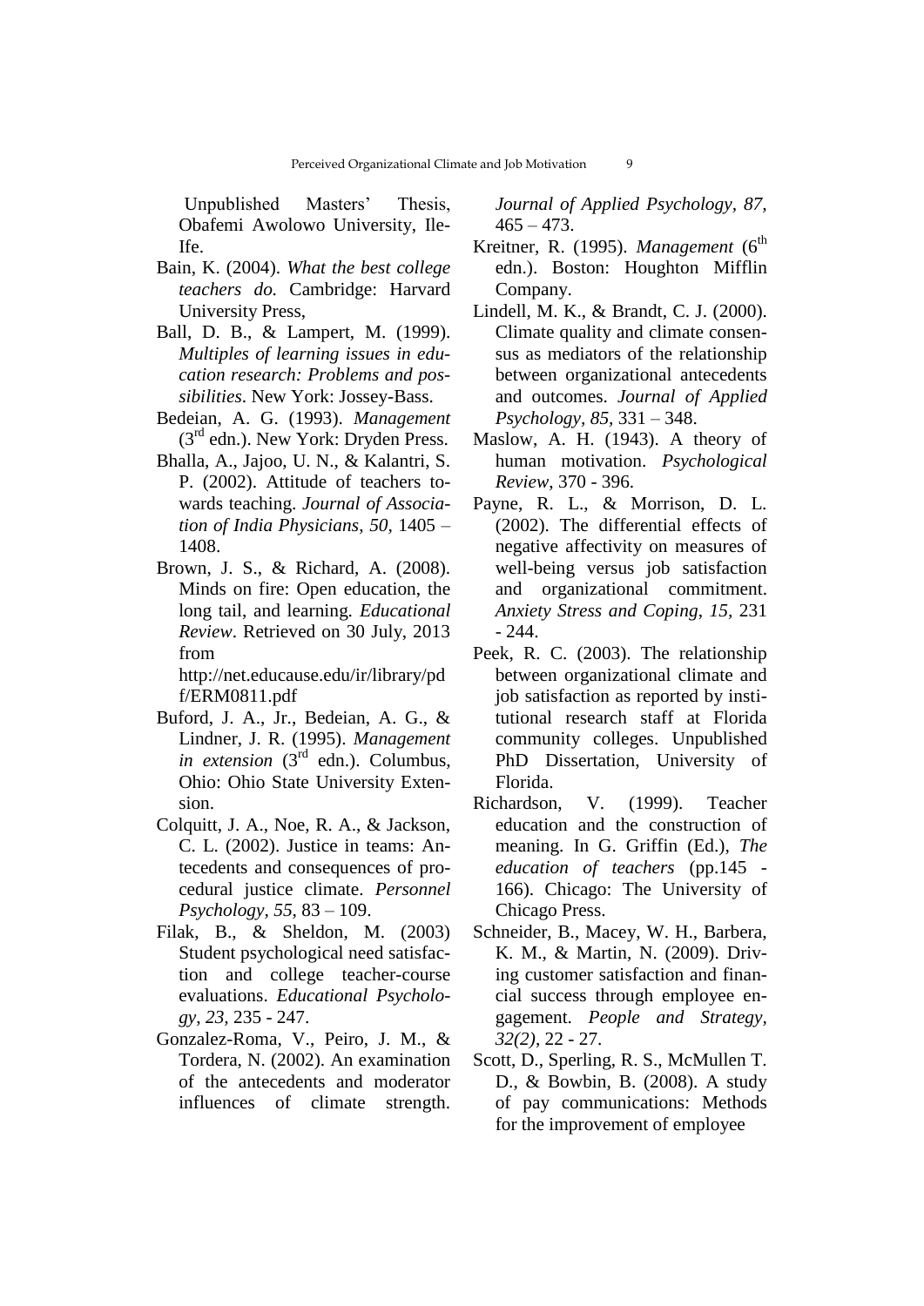Unpublished Masters' Thesis, Obafemi Awolowo University, Ile-Ife.

Bain, K. (2004). *What the best college teachers do.* Cambridge: Harvard University Press,

Ball, D. B., & Lampert, M. (1999). *Multiples of learning issues in education research: Problems and possibilities*. New York: Jossey-Bass.

Bedeian, A. G. (1993). *Management* (3rd edn.). New York: Dryden Press.

Bhalla, A., Jajoo, U. N., & Kalantri, S. P. (2002). Attitude of teachers towards teaching. *Journal of Association of India Physicians*, *50*, 1405 – 1408.

Brown, J. S., & Richard, A. (2008). Minds on fire: Open education, the long tail, and learning. *Educational Review*. Retrieved on 30 July, 2013 from http://net.educause.edu/ir/library/pdf/ERM0811.pdf

Buford, J. A., Jr., Bedeian, A. G., & Lindner, J. R. (1995). *Management in extension* (3rd edn.). Columbus, Ohio: Ohio State University Extension.

Colquitt, J. A., Noe, R. A., & Jackson, C. L. (2002). Justice in teams: Antecedents and consequences of procedural justice climate. *Personnel Psychology*, *55*, 83 – 109.

Filak, B., & Sheldon, M. (2003) Student psychological need satisfaction and college teacher-course evaluations. *Educational Psychology*, *23*, 235 - 247.

Gonzalez-Roma, V., Peiro, J. M., & Tordera, N. (2002). An examination of the antecedents and moderator influences of climate strength. *Journal of Applied Psychology*, *87*, 465 – 473.

Kreitner, R. (1995). *Management* (6th edn.). Boston: Houghton Mifflin Company.

Lindell, M. K., & Brandt, C. J. (2000). Climate quality and climate consensus as mediators of the relationship between organizational antecedents and outcomes. *Journal of Applied Psychology*, *85*, 331 – 348.

Maslow, A. H. (1943). A theory of human motivation. *Psychological Review*, 370 - 396.

Payne, R. L., & Morrison, D. L. (2002). The differential effects of negative affectivity on measures of well-being versus job satisfaction and organizational commitment. *Anxiety Stress and Coping*, *15*, 231 - 244.

Peek, R. C. (2003). The relationship between organizational climate and job satisfaction as reported by institutional research staff at Florida community colleges. Unpublished PhD Dissertation, University of Florida.

Richardson, V. (1999). Teacher education and the construction of meaning. In G. Griffin (Ed.), *The education of teachers* (pp.145 - 166). Chicago: The University of Chicago Press.

Schneider, B., Macey, W. H., Barbera, K. M., & Martin, N. (2009). Driving customer satisfaction and financial success through employee engagement. *People and Strategy*, *32(2)*, 22 - 27.

Scott, D., Sperling, R. S., McMullen T. D., & Bowbin, B. (2008). A study of pay communications: Methods for the improvement of employee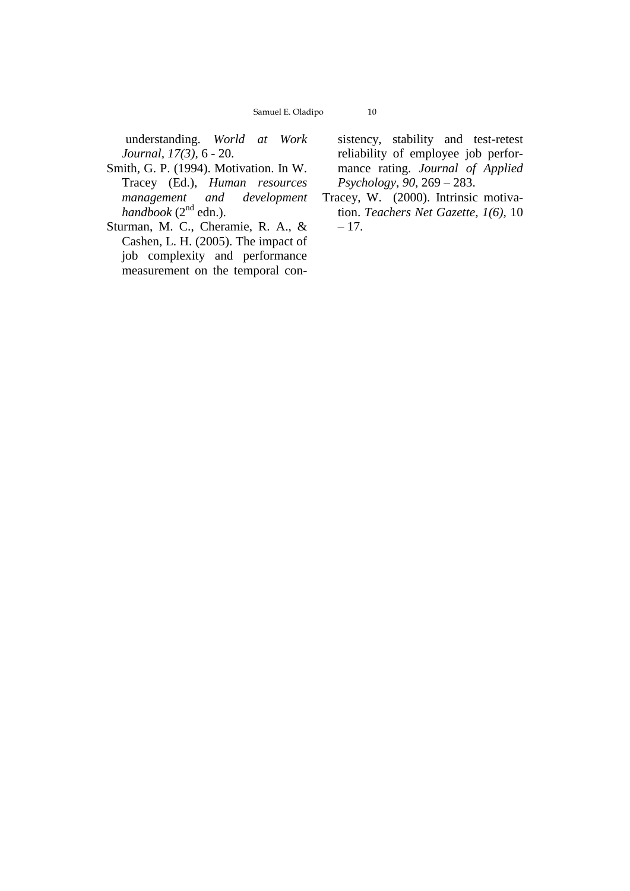understanding. *World at Work Journal, 17(3),* 6 - 20.

Smith, G. P. (1994). Motivation. In W. Tracey (Ed.), *Human resources management and development handbook* (2nd edn.).

Sturman, M. C., Cheramie, R. A., & Cashen, L. H. (2005). The impact of job complexity and performance measurement on the temporal consistency, stability and test-retest reliability of employee job performance rating. *Journal of Applied Psychology, 90,* 269 – 283.

Tracey, W. (2000). Intrinsic motivation. *Teachers Net Gazette, 1(6),* 10 – 17.